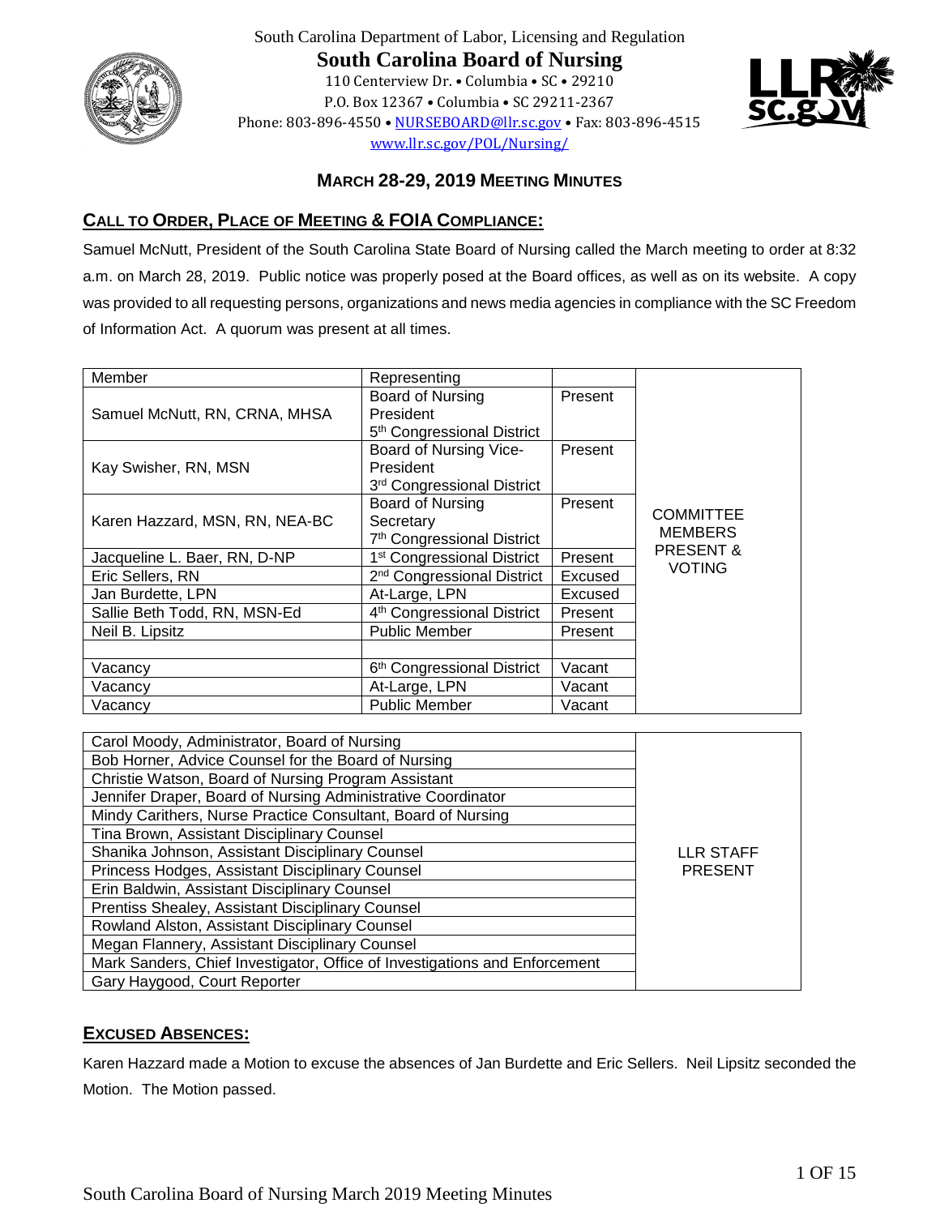South Carolina Department of Labor, Licensing and Regulation

# South Carolina Board of Nursing

110 Centerview Dr. • Columbia • SC • 29210
P.O. Box 12367 • Columbia • SC 29211-2367
Phone: 803-896-4550 • NURSEBOARD@llr.sc.gov • Fax: 803-896-4515
www.llr.sc.gov/POL/Nursing/

## MARCH 28-29, 2019 MEETING MINUTES

### CALL TO ORDER, PLACE OF MEETING & FOIA COMPLIANCE:

Samuel McNutt, President of the South Carolina State Board of Nursing called the March meeting to order at 8:32 a.m. on March 28, 2019. Public notice was properly posed at the Board offices, as well as on its website. A copy was provided to all requesting persons, organizations and news media agencies in compliance with the SC Freedom of Information Act. A quorum was present at all times.

| Member | Representing | | |
|---|---|---|---|
| Samuel McNutt, RN, CRNA, MHSA | Board of Nursing President 5th Congressional District | Present | COMMITTEE MEMBERS PRESENT & VOTING |
| Kay Swisher, RN, MSN | Board of Nursing Vice-President 3rd Congressional District | Present | |
| Karen Hazzard, MSN, RN, NEA-BC | Board of Nursing Secretary 7th Congressional District | Present | |
| Jacqueline L. Baer, RN, D-NP | 1st Congressional District | Present | |
| Eric Sellers, RN | 2nd Congressional District | Excused | |
| Jan Burdette, LPN | At-Large, LPN | Excused | |
| Sallie Beth Todd, RN, MSN-Ed | 4th Congressional District | Present | |
| Neil B. Lipsitz | Public Member | Present | |
| | | | |
| Vacancy | 6th Congressional District | Vacant | |
| Vacancy | At-Large, LPN | Vacant | |
| Vacancy | Public Member | Vacant | |

| Staff | |
|---|---|
| Carol Moody, Administrator, Board of Nursing | LLR STAFF PRESENT |
| Bob Horner, Advice Counsel for the Board of Nursing | |
| Christie Watson, Board of Nursing Program Assistant | |
| Jennifer Draper, Board of Nursing Administrative Coordinator | |
| Mindy Carithers, Nurse Practice Consultant, Board of Nursing | |
| Tina Brown, Assistant Disciplinary Counsel | |
| Shanika Johnson, Assistant Disciplinary Counsel | |
| Princess Hodges, Assistant Disciplinary Counsel | |
| Erin Baldwin, Assistant Disciplinary Counsel | |
| Prentiss Shealey, Assistant Disciplinary Counsel | |
| Rowland Alston, Assistant Disciplinary Counsel | |
| Megan Flannery, Assistant Disciplinary Counsel | |
| Mark Sanders, Chief Investigator, Office of Investigations and Enforcement | |
| Gary Haygood, Court Reporter | |

### EXCUSED ABSENCES:

Karen Hazzard made a Motion to excuse the absences of Jan Burdette and Eric Sellers. Neil Lipsitz seconded the Motion. The Motion passed.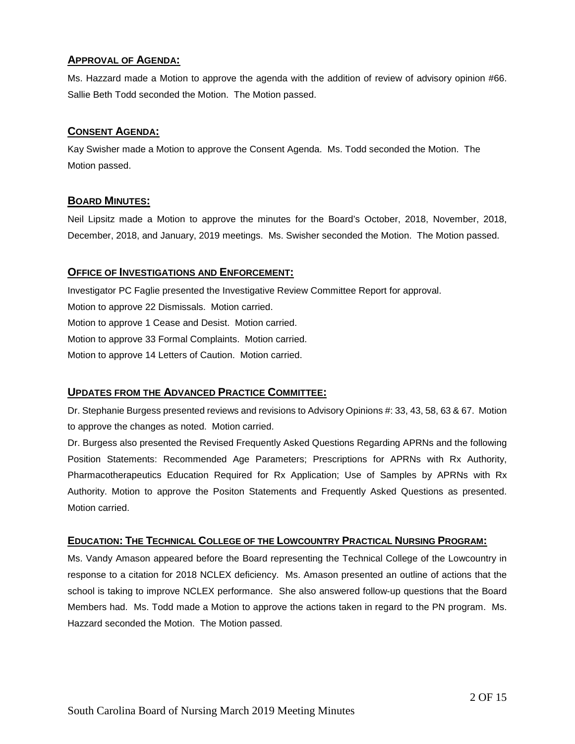## APPROVAL OF AGENDA:

Ms. Hazzard made a Motion to approve the agenda with the addition of review of advisory opinion #66. Sallie Beth Todd seconded the Motion. The Motion passed.

## CONSENT AGENDA:

Kay Swisher made a Motion to approve the Consent Agenda. Ms. Todd seconded the Motion. The Motion passed.

## BOARD MINUTES:

Neil Lipsitz made a Motion to approve the minutes for the Board's October, 2018, November, 2018, December, 2018, and January, 2019 meetings. Ms. Swisher seconded the Motion. The Motion passed.

## OFFICE OF INVESTIGATIONS AND ENFORCEMENT:

Investigator PC Faglie presented the Investigative Review Committee Report for approval.
Motion to approve 22 Dismissals. Motion carried.
Motion to approve 1 Cease and Desist. Motion carried.
Motion to approve 33 Formal Complaints. Motion carried.
Motion to approve 14 Letters of Caution. Motion carried.

## UPDATES FROM THE ADVANCED PRACTICE COMMITTEE:

Dr. Stephanie Burgess presented reviews and revisions to Advisory Opinions #: 33, 43, 58, 63 & 67. Motion to approve the changes as noted. Motion carried.
Dr. Burgess also presented the Revised Frequently Asked Questions Regarding APRNs and the following Position Statements: Recommended Age Parameters; Prescriptions for APRNs with Rx Authority, Pharmacotherapeutics Education Required for Rx Application; Use of Samples by APRNs with Rx Authority. Motion to approve the Positon Statements and Frequently Asked Questions as presented. Motion carried.

## EDUCATION: THE TECHNICAL COLLEGE OF THE LOWCOUNTRY PRACTICAL NURSING PROGRAM:

Ms. Vandy Amason appeared before the Board representing the Technical College of the Lowcountry in response to a citation for 2018 NCLEX deficiency. Ms. Amason presented an outline of actions that the school is taking to improve NCLEX performance. She also answered follow-up questions that the Board Members had. Ms. Todd made a Motion to approve the actions taken in regard to the PN program. Ms. Hazzard seconded the Motion. The Motion passed.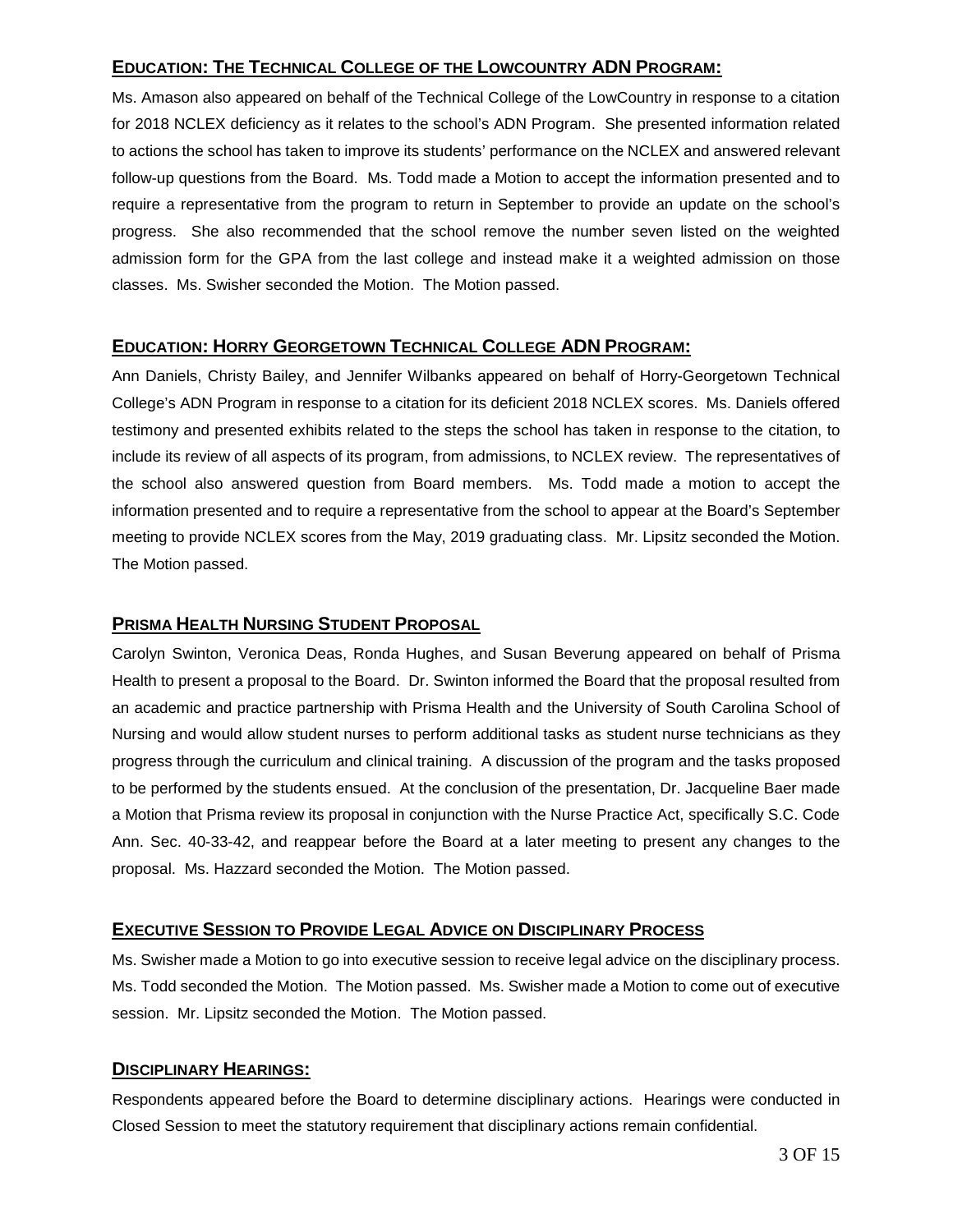## EDUCATION: THE TECHNICAL COLLEGE OF THE LOWCOUNTRY ADN PROGRAM:

Ms. Amason also appeared on behalf of the Technical College of the LowCountry in response to a citation for 2018 NCLEX deficiency as it relates to the school's ADN Program. She presented information related to actions the school has taken to improve its students' performance on the NCLEX and answered relevant follow-up questions from the Board. Ms. Todd made a Motion to accept the information presented and to require a representative from the program to return in September to provide an update on the school's progress. She also recommended that the school remove the number seven listed on the weighted admission form for the GPA from the last college and instead make it a weighted admission on those classes. Ms. Swisher seconded the Motion. The Motion passed.

## EDUCATION: HORRY GEORGETOWN TECHNICAL COLLEGE ADN PROGRAM:

Ann Daniels, Christy Bailey, and Jennifer Wilbanks appeared on behalf of Horry-Georgetown Technical College's ADN Program in response to a citation for its deficient 2018 NCLEX scores. Ms. Daniels offered testimony and presented exhibits related to the steps the school has taken in response to the citation, to include its review of all aspects of its program, from admissions, to NCLEX review. The representatives of the school also answered question from Board members. Ms. Todd made a motion to accept the information presented and to require a representative from the school to appear at the Board's September meeting to provide NCLEX scores from the May, 2019 graduating class. Mr. Lipsitz seconded the Motion. The Motion passed.

## PRISMA HEALTH NURSING STUDENT PROPOSAL

Carolyn Swinton, Veronica Deas, Ronda Hughes, and Susan Beverung appeared on behalf of Prisma Health to present a proposal to the Board. Dr. Swinton informed the Board that the proposal resulted from an academic and practice partnership with Prisma Health and the University of South Carolina School of Nursing and would allow student nurses to perform additional tasks as student nurse technicians as they progress through the curriculum and clinical training. A discussion of the program and the tasks proposed to be performed by the students ensued. At the conclusion of the presentation, Dr. Jacqueline Baer made a Motion that Prisma review its proposal in conjunction with the Nurse Practice Act, specifically S.C. Code Ann. Sec. 40-33-42, and reappear before the Board at a later meeting to present any changes to the proposal. Ms. Hazzard seconded the Motion. The Motion passed.

## EXECUTIVE SESSION TO PROVIDE LEGAL ADVICE ON DISCIPLINARY PROCESS

Ms. Swisher made a Motion to go into executive session to receive legal advice on the disciplinary process. Ms. Todd seconded the Motion. The Motion passed. Ms. Swisher made a Motion to come out of executive session. Mr. Lipsitz seconded the Motion. The Motion passed.

## DISCIPLINARY HEARINGS:

Respondents appeared before the Board to determine disciplinary actions. Hearings were conducted in Closed Session to meet the statutory requirement that disciplinary actions remain confidential.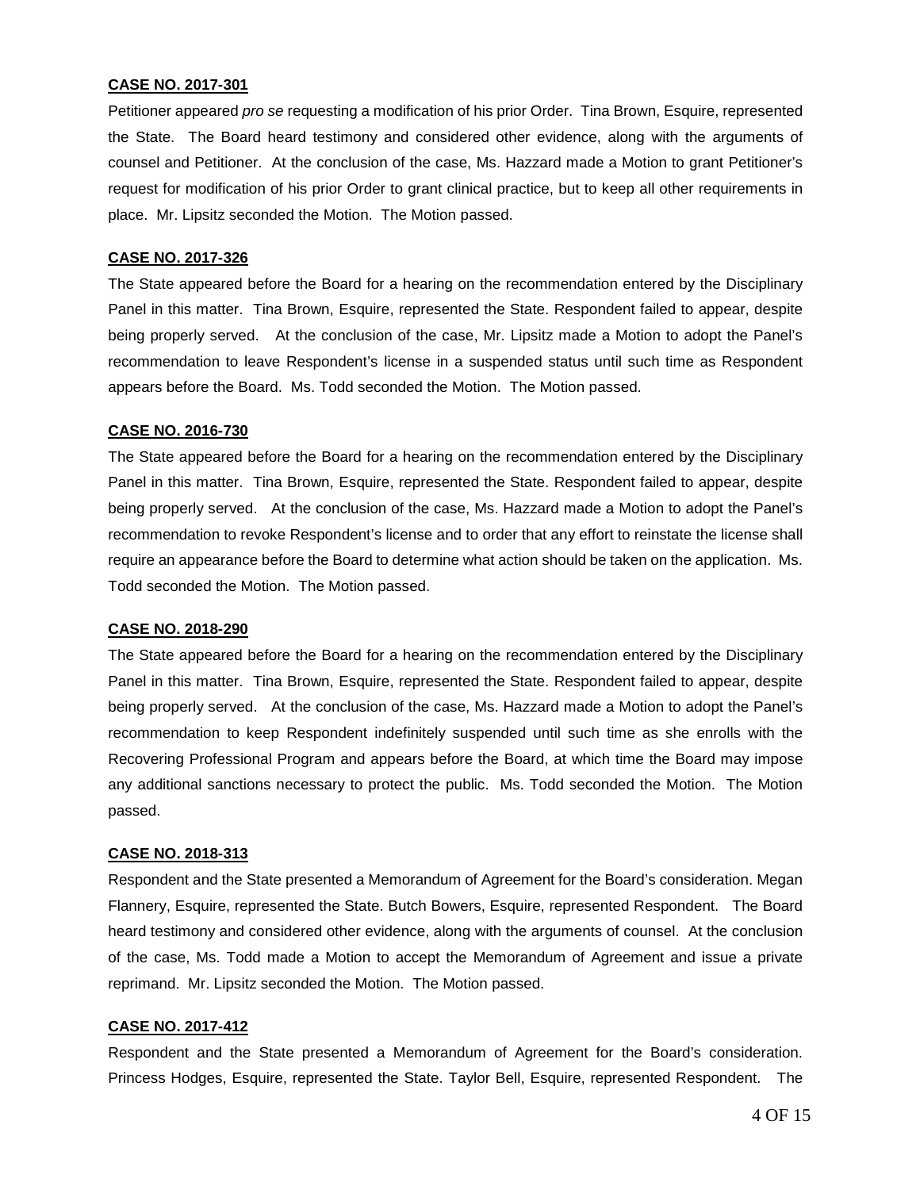**CASE NO. 2017-301**

Petitioner appeared *pro se* requesting a modification of his prior Order. Tina Brown, Esquire, represented the State. The Board heard testimony and considered other evidence, along with the arguments of counsel and Petitioner. At the conclusion of the case, Ms. Hazzard made a Motion to grant Petitioner's request for modification of his prior Order to grant clinical practice, but to keep all other requirements in place. Mr. Lipsitz seconded the Motion. The Motion passed.

**CASE NO. 2017-326**

The State appeared before the Board for a hearing on the recommendation entered by the Disciplinary Panel in this matter. Tina Brown, Esquire, represented the State. Respondent failed to appear, despite being properly served. At the conclusion of the case, Mr. Lipsitz made a Motion to adopt the Panel's recommendation to leave Respondent's license in a suspended status until such time as Respondent appears before the Board. Ms. Todd seconded the Motion. The Motion passed.

**CASE NO. 2016-730**

The State appeared before the Board for a hearing on the recommendation entered by the Disciplinary Panel in this matter. Tina Brown, Esquire, represented the State. Respondent failed to appear, despite being properly served. At the conclusion of the case, Ms. Hazzard made a Motion to adopt the Panel's recommendation to revoke Respondent's license and to order that any effort to reinstate the license shall require an appearance before the Board to determine what action should be taken on the application. Ms. Todd seconded the Motion. The Motion passed.

**CASE NO. 2018-290**

The State appeared before the Board for a hearing on the recommendation entered by the Disciplinary Panel in this matter. Tina Brown, Esquire, represented the State. Respondent failed to appear, despite being properly served. At the conclusion of the case, Ms. Hazzard made a Motion to adopt the Panel's recommendation to keep Respondent indefinitely suspended until such time as she enrolls with the Recovering Professional Program and appears before the Board, at which time the Board may impose any additional sanctions necessary to protect the public. Ms. Todd seconded the Motion. The Motion passed.

**CASE NO. 2018-313**

Respondent and the State presented a Memorandum of Agreement for the Board's consideration. Megan Flannery, Esquire, represented the State. Butch Bowers, Esquire, represented Respondent. The Board heard testimony and considered other evidence, along with the arguments of counsel. At the conclusion of the case, Ms. Todd made a Motion to accept the Memorandum of Agreement and issue a private reprimand. Mr. Lipsitz seconded the Motion. The Motion passed.

**CASE NO. 2017-412**

Respondent and the State presented a Memorandum of Agreement for the Board's consideration. Princess Hodges, Esquire, represented the State. Taylor Bell, Esquire, represented Respondent. The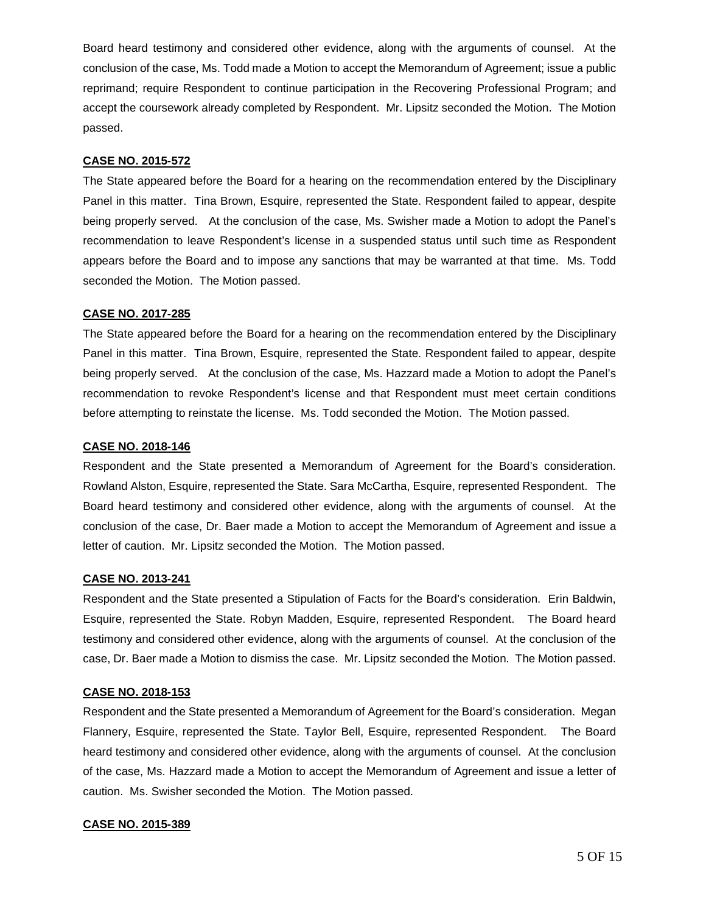Board heard testimony and considered other evidence, along with the arguments of counsel. At the conclusion of the case, Ms. Todd made a Motion to accept the Memorandum of Agreement; issue a public reprimand; require Respondent to continue participation in the Recovering Professional Program; and accept the coursework already completed by Respondent. Mr. Lipsitz seconded the Motion. The Motion passed.

**CASE NO. 2015-572**

The State appeared before the Board for a hearing on the recommendation entered by the Disciplinary Panel in this matter. Tina Brown, Esquire, represented the State. Respondent failed to appear, despite being properly served. At the conclusion of the case, Ms. Swisher made a Motion to adopt the Panel's recommendation to leave Respondent's license in a suspended status until such time as Respondent appears before the Board and to impose any sanctions that may be warranted at that time. Ms. Todd seconded the Motion. The Motion passed.

**CASE NO. 2017-285**

The State appeared before the Board for a hearing on the recommendation entered by the Disciplinary Panel in this matter. Tina Brown, Esquire, represented the State. Respondent failed to appear, despite being properly served. At the conclusion of the case, Ms. Hazzard made a Motion to adopt the Panel's recommendation to revoke Respondent's license and that Respondent must meet certain conditions before attempting to reinstate the license. Ms. Todd seconded the Motion. The Motion passed.

**CASE NO. 2018-146**

Respondent and the State presented a Memorandum of Agreement for the Board's consideration. Rowland Alston, Esquire, represented the State. Sara McCartha, Esquire, represented Respondent. The Board heard testimony and considered other evidence, along with the arguments of counsel. At the conclusion of the case, Dr. Baer made a Motion to accept the Memorandum of Agreement and issue a letter of caution. Mr. Lipsitz seconded the Motion. The Motion passed.

**CASE NO. 2013-241**

Respondent and the State presented a Stipulation of Facts for the Board's consideration. Erin Baldwin, Esquire, represented the State. Robyn Madden, Esquire, represented Respondent. The Board heard testimony and considered other evidence, along with the arguments of counsel. At the conclusion of the case, Dr. Baer made a Motion to dismiss the case. Mr. Lipsitz seconded the Motion. The Motion passed.

**CASE NO. 2018-153**

Respondent and the State presented a Memorandum of Agreement for the Board's consideration. Megan Flannery, Esquire, represented the State. Taylor Bell, Esquire, represented Respondent. The Board heard testimony and considered other evidence, along with the arguments of counsel. At the conclusion of the case, Ms. Hazzard made a Motion to accept the Memorandum of Agreement and issue a letter of caution. Ms. Swisher seconded the Motion. The Motion passed.

**CASE NO. 2015-389**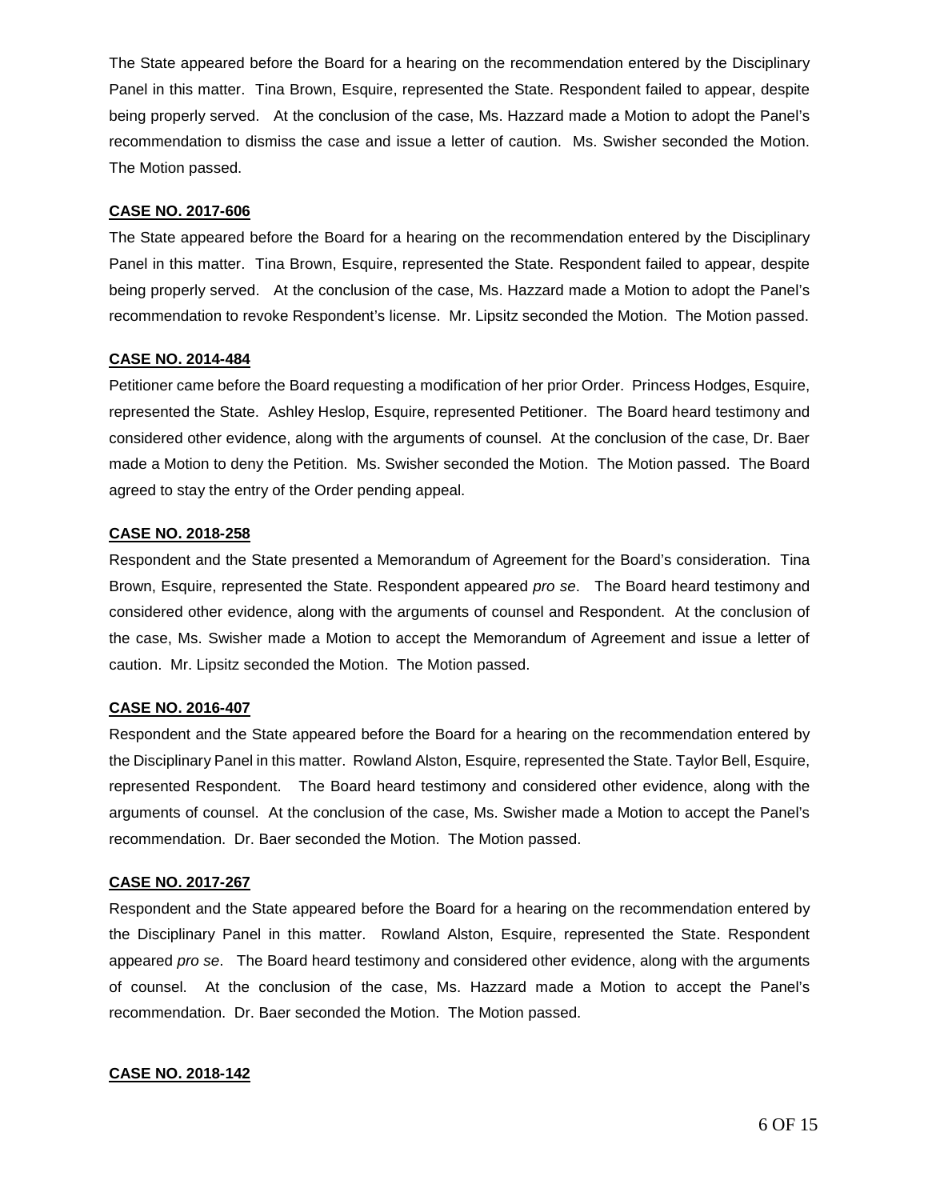The State appeared before the Board for a hearing on the recommendation entered by the Disciplinary Panel in this matter. Tina Brown, Esquire, represented the State. Respondent failed to appear, despite being properly served. At the conclusion of the case, Ms. Hazzard made a Motion to adopt the Panel's recommendation to dismiss the case and issue a letter of caution. Ms. Swisher seconded the Motion. The Motion passed.

**CASE NO. 2017-606**

The State appeared before the Board for a hearing on the recommendation entered by the Disciplinary Panel in this matter. Tina Brown, Esquire, represented the State. Respondent failed to appear, despite being properly served. At the conclusion of the case, Ms. Hazzard made a Motion to adopt the Panel's recommendation to revoke Respondent's license. Mr. Lipsitz seconded the Motion. The Motion passed.

**CASE NO. 2014-484**

Petitioner came before the Board requesting a modification of her prior Order. Princess Hodges, Esquire, represented the State. Ashley Heslop, Esquire, represented Petitioner. The Board heard testimony and considered other evidence, along with the arguments of counsel. At the conclusion of the case, Dr. Baer made a Motion to deny the Petition. Ms. Swisher seconded the Motion. The Motion passed. The Board agreed to stay the entry of the Order pending appeal.

**CASE NO. 2018-258**

Respondent and the State presented a Memorandum of Agreement for the Board's consideration. Tina Brown, Esquire, represented the State. Respondent appeared *pro se*. The Board heard testimony and considered other evidence, along with the arguments of counsel and Respondent. At the conclusion of the case, Ms. Swisher made a Motion to accept the Memorandum of Agreement and issue a letter of caution. Mr. Lipsitz seconded the Motion. The Motion passed.

**CASE NO. 2016-407**

Respondent and the State appeared before the Board for a hearing on the recommendation entered by the Disciplinary Panel in this matter. Rowland Alston, Esquire, represented the State. Taylor Bell, Esquire, represented Respondent. The Board heard testimony and considered other evidence, along with the arguments of counsel. At the conclusion of the case, Ms. Swisher made a Motion to accept the Panel's recommendation. Dr. Baer seconded the Motion. The Motion passed.

**CASE NO. 2017-267**

Respondent and the State appeared before the Board for a hearing on the recommendation entered by the Disciplinary Panel in this matter. Rowland Alston, Esquire, represented the State. Respondent appeared *pro se*. The Board heard testimony and considered other evidence, along with the arguments of counsel. At the conclusion of the case, Ms. Hazzard made a Motion to accept the Panel's recommendation. Dr. Baer seconded the Motion. The Motion passed.

**CASE NO. 2018-142**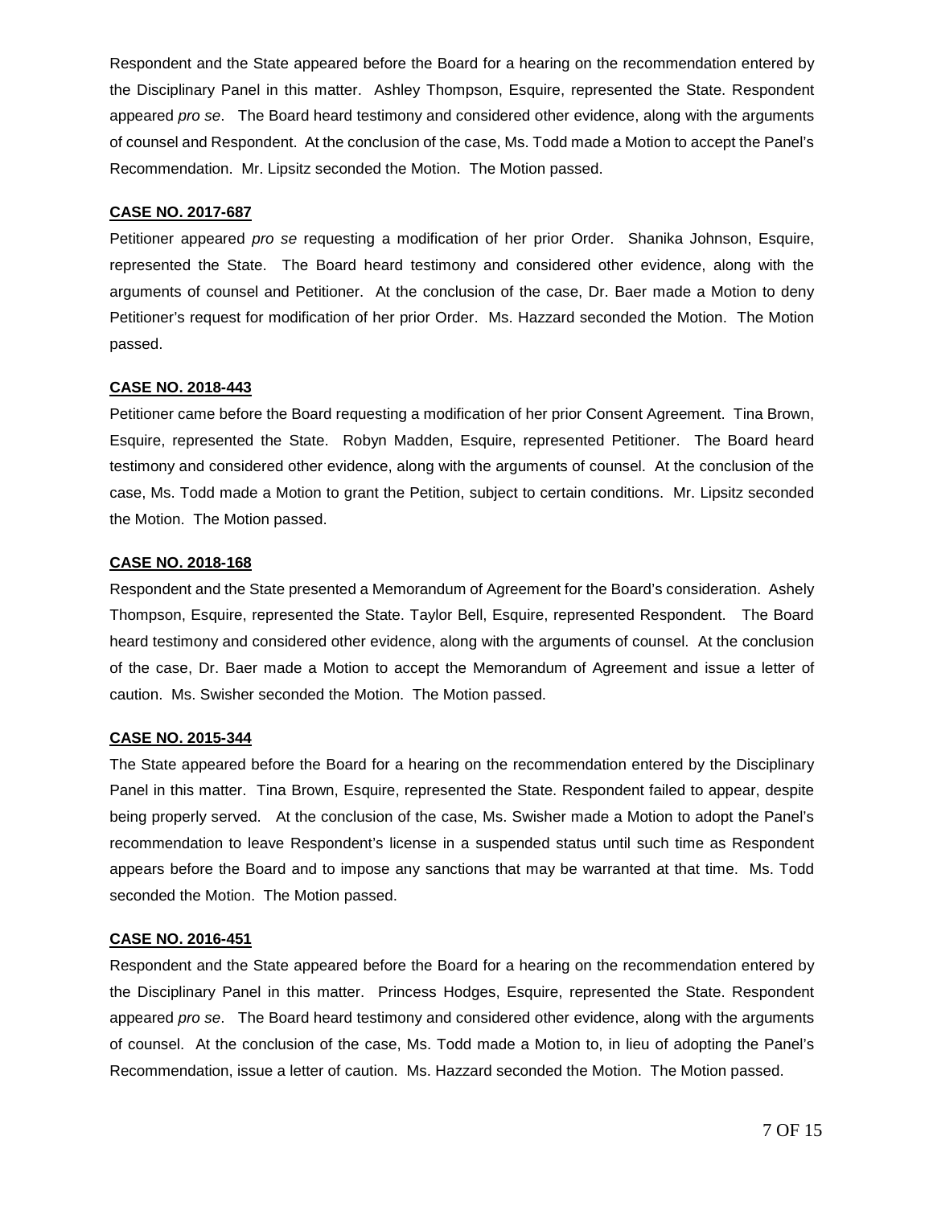Respondent and the State appeared before the Board for a hearing on the recommendation entered by the Disciplinary Panel in this matter. Ashley Thompson, Esquire, represented the State. Respondent appeared *pro se*. The Board heard testimony and considered other evidence, along with the arguments of counsel and Respondent. At the conclusion of the case, Ms. Todd made a Motion to accept the Panel's Recommendation. Mr. Lipsitz seconded the Motion. The Motion passed.

**CASE NO. 2017-687**

Petitioner appeared *pro se* requesting a modification of her prior Order. Shanika Johnson, Esquire, represented the State. The Board heard testimony and considered other evidence, along with the arguments of counsel and Petitioner. At the conclusion of the case, Dr. Baer made a Motion to deny Petitioner's request for modification of her prior Order. Ms. Hazzard seconded the Motion. The Motion passed.

**CASE NO. 2018-443**

Petitioner came before the Board requesting a modification of her prior Consent Agreement. Tina Brown, Esquire, represented the State. Robyn Madden, Esquire, represented Petitioner. The Board heard testimony and considered other evidence, along with the arguments of counsel. At the conclusion of the case, Ms. Todd made a Motion to grant the Petition, subject to certain conditions. Mr. Lipsitz seconded the Motion. The Motion passed.

**CASE NO. 2018-168**

Respondent and the State presented a Memorandum of Agreement for the Board's consideration. Ashely Thompson, Esquire, represented the State. Taylor Bell, Esquire, represented Respondent. The Board heard testimony and considered other evidence, along with the arguments of counsel. At the conclusion of the case, Dr. Baer made a Motion to accept the Memorandum of Agreement and issue a letter of caution. Ms. Swisher seconded the Motion. The Motion passed.

**CASE NO. 2015-344**

The State appeared before the Board for a hearing on the recommendation entered by the Disciplinary Panel in this matter. Tina Brown, Esquire, represented the State. Respondent failed to appear, despite being properly served. At the conclusion of the case, Ms. Swisher made a Motion to adopt the Panel's recommendation to leave Respondent's license in a suspended status until such time as Respondent appears before the Board and to impose any sanctions that may be warranted at that time. Ms. Todd seconded the Motion. The Motion passed.

**CASE NO. 2016-451**

Respondent and the State appeared before the Board for a hearing on the recommendation entered by the Disciplinary Panel in this matter. Princess Hodges, Esquire, represented the State. Respondent appeared *pro se*. The Board heard testimony and considered other evidence, along with the arguments of counsel. At the conclusion of the case, Ms. Todd made a Motion to, in lieu of adopting the Panel's Recommendation, issue a letter of caution. Ms. Hazzard seconded the Motion. The Motion passed.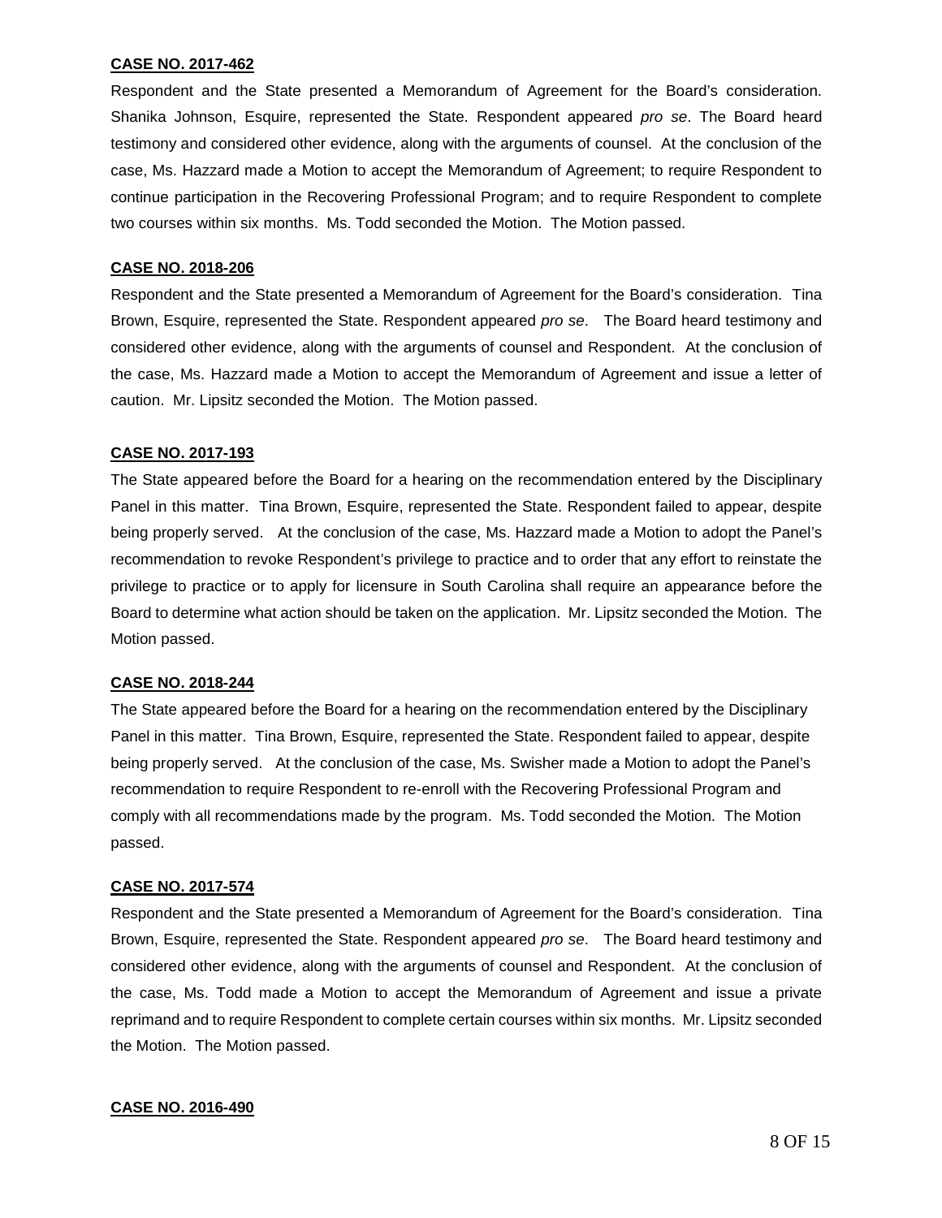**CASE NO. 2017-462**

Respondent and the State presented a Memorandum of Agreement for the Board's consideration. Shanika Johnson, Esquire, represented the State. Respondent appeared *pro se*. The Board heard testimony and considered other evidence, along with the arguments of counsel. At the conclusion of the case, Ms. Hazzard made a Motion to accept the Memorandum of Agreement; to require Respondent to continue participation in the Recovering Professional Program; and to require Respondent to complete two courses within six months. Ms. Todd seconded the Motion. The Motion passed.

**CASE NO. 2018-206**

Respondent and the State presented a Memorandum of Agreement for the Board's consideration. Tina Brown, Esquire, represented the State. Respondent appeared *pro se*. The Board heard testimony and considered other evidence, along with the arguments of counsel and Respondent. At the conclusion of the case, Ms. Hazzard made a Motion to accept the Memorandum of Agreement and issue a letter of caution. Mr. Lipsitz seconded the Motion. The Motion passed.

**CASE NO. 2017-193**

The State appeared before the Board for a hearing on the recommendation entered by the Disciplinary Panel in this matter. Tina Brown, Esquire, represented the State. Respondent failed to appear, despite being properly served. At the conclusion of the case, Ms. Hazzard made a Motion to adopt the Panel's recommendation to revoke Respondent's privilege to practice and to order that any effort to reinstate the privilege to practice or to apply for licensure in South Carolina shall require an appearance before the Board to determine what action should be taken on the application. Mr. Lipsitz seconded the Motion. The Motion passed.

**CASE NO. 2018-244**

The State appeared before the Board for a hearing on the recommendation entered by the Disciplinary Panel in this matter. Tina Brown, Esquire, represented the State. Respondent failed to appear, despite being properly served. At the conclusion of the case, Ms. Swisher made a Motion to adopt the Panel's recommendation to require Respondent to re-enroll with the Recovering Professional Program and comply with all recommendations made by the program. Ms. Todd seconded the Motion. The Motion passed.

**CASE NO. 2017-574**

Respondent and the State presented a Memorandum of Agreement for the Board's consideration. Tina Brown, Esquire, represented the State. Respondent appeared *pro se*. The Board heard testimony and considered other evidence, along with the arguments of counsel and Respondent. At the conclusion of the case, Ms. Todd made a Motion to accept the Memorandum of Agreement and issue a private reprimand and to require Respondent to complete certain courses within six months. Mr. Lipsitz seconded the Motion. The Motion passed.

**CASE NO. 2016-490**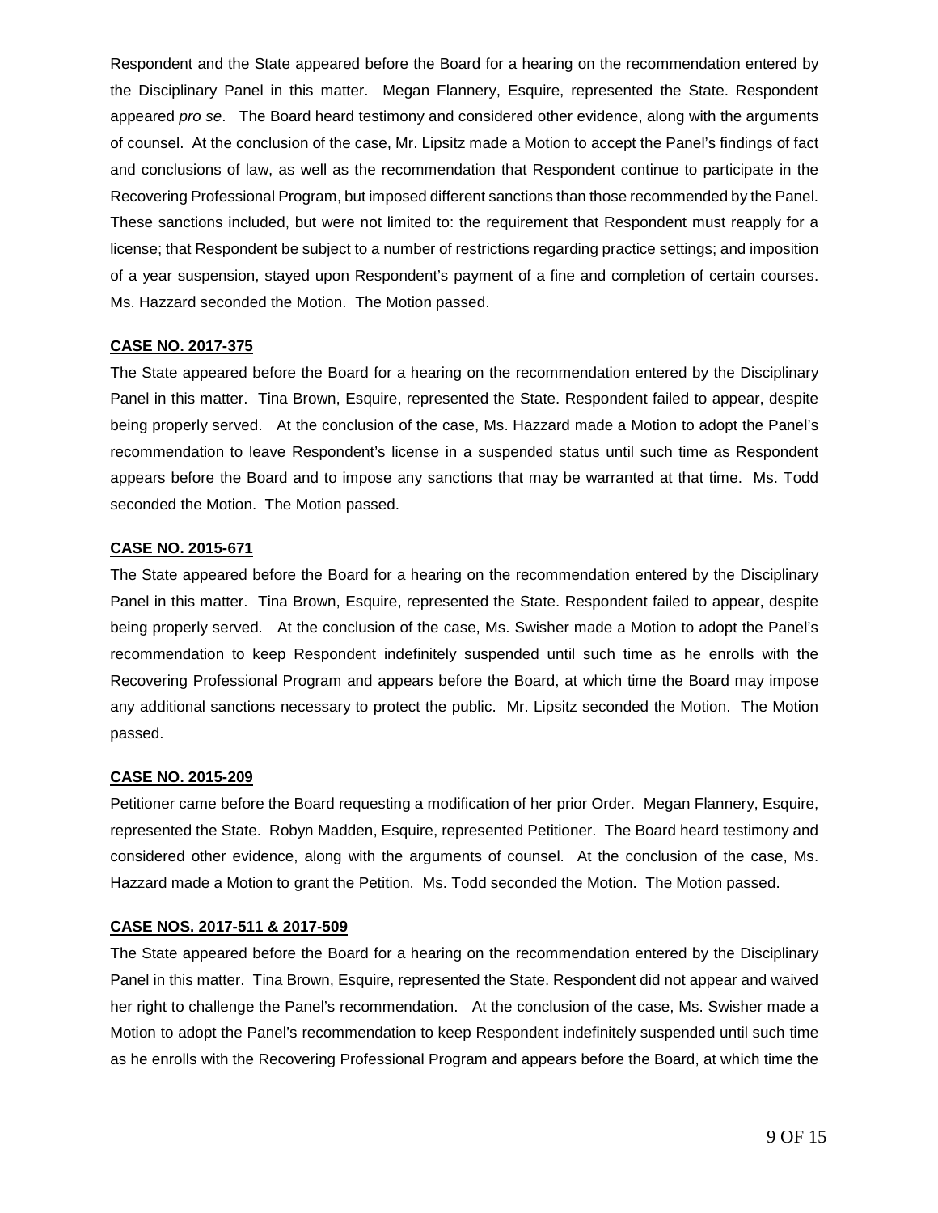Respondent and the State appeared before the Board for a hearing on the recommendation entered by the Disciplinary Panel in this matter. Megan Flannery, Esquire, represented the State. Respondent appeared *pro se*. The Board heard testimony and considered other evidence, along with the arguments of counsel. At the conclusion of the case, Mr. Lipsitz made a Motion to accept the Panel's findings of fact and conclusions of law, as well as the recommendation that Respondent continue to participate in the Recovering Professional Program, but imposed different sanctions than those recommended by the Panel. These sanctions included, but were not limited to: the requirement that Respondent must reapply for a license; that Respondent be subject to a number of restrictions regarding practice settings; and imposition of a year suspension, stayed upon Respondent's payment of a fine and completion of certain courses. Ms. Hazzard seconded the Motion. The Motion passed.

**CASE NO. 2017-375**

The State appeared before the Board for a hearing on the recommendation entered by the Disciplinary Panel in this matter. Tina Brown, Esquire, represented the State. Respondent failed to appear, despite being properly served. At the conclusion of the case, Ms. Hazzard made a Motion to adopt the Panel's recommendation to leave Respondent's license in a suspended status until such time as Respondent appears before the Board and to impose any sanctions that may be warranted at that time. Ms. Todd seconded the Motion. The Motion passed.

**CASE NO. 2015-671**

The State appeared before the Board for a hearing on the recommendation entered by the Disciplinary Panel in this matter. Tina Brown, Esquire, represented the State. Respondent failed to appear, despite being properly served. At the conclusion of the case, Ms. Swisher made a Motion to adopt the Panel's recommendation to keep Respondent indefinitely suspended until such time as he enrolls with the Recovering Professional Program and appears before the Board, at which time the Board may impose any additional sanctions necessary to protect the public. Mr. Lipsitz seconded the Motion. The Motion passed.

**CASE NO. 2015-209**

Petitioner came before the Board requesting a modification of her prior Order. Megan Flannery, Esquire, represented the State. Robyn Madden, Esquire, represented Petitioner. The Board heard testimony and considered other evidence, along with the arguments of counsel. At the conclusion of the case, Ms. Hazzard made a Motion to grant the Petition. Ms. Todd seconded the Motion. The Motion passed.

**CASE NOS. 2017-511 & 2017-509**

The State appeared before the Board for a hearing on the recommendation entered by the Disciplinary Panel in this matter. Tina Brown, Esquire, represented the State. Respondent did not appear and waived her right to challenge the Panel's recommendation. At the conclusion of the case, Ms. Swisher made a Motion to adopt the Panel's recommendation to keep Respondent indefinitely suspended until such time as he enrolls with the Recovering Professional Program and appears before the Board, at which time the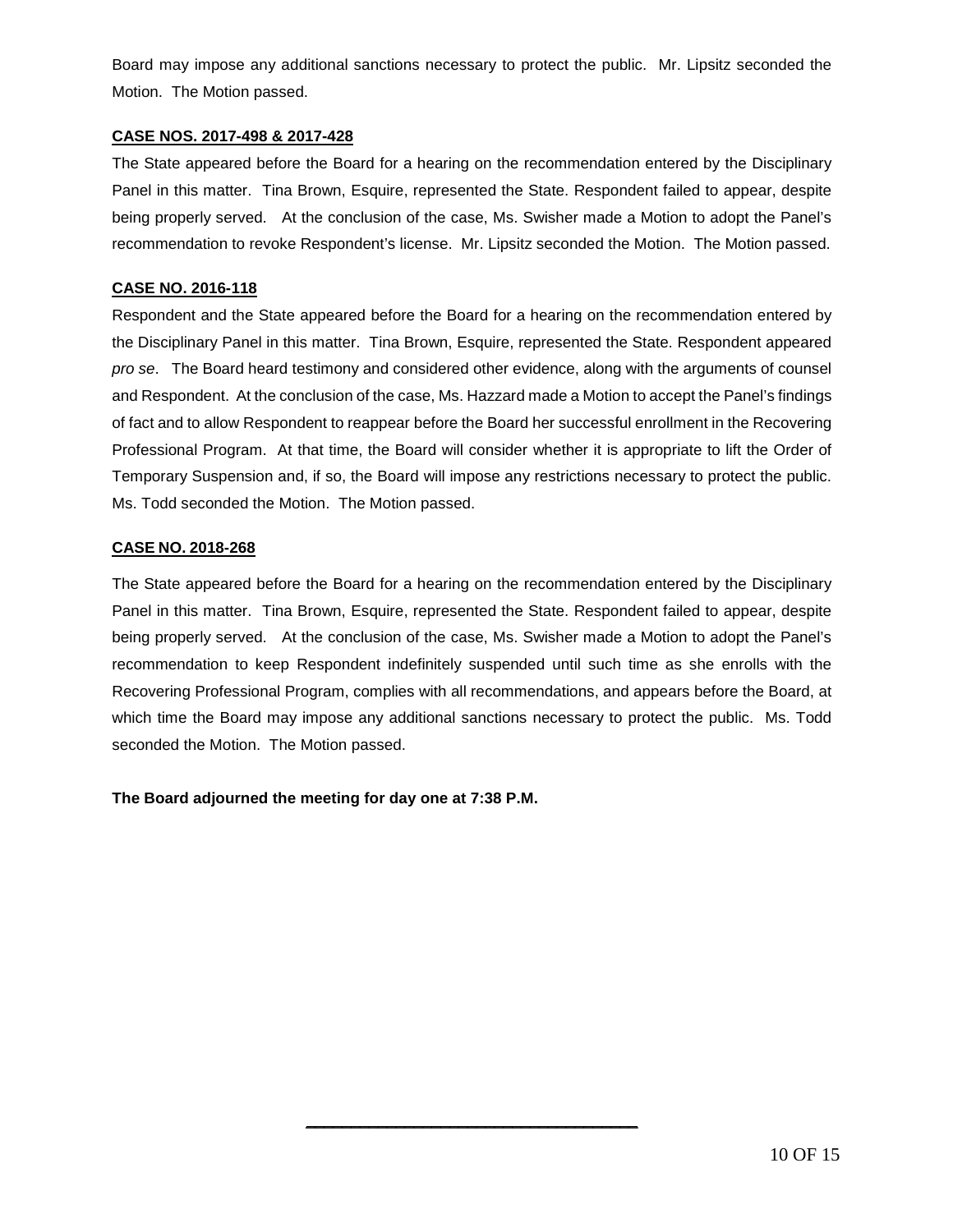Board may impose any additional sanctions necessary to protect the public. Mr. Lipsitz seconded the Motion. The Motion passed.

**CASE NOS. 2017-498 & 2017-428**

The State appeared before the Board for a hearing on the recommendation entered by the Disciplinary Panel in this matter. Tina Brown, Esquire, represented the State. Respondent failed to appear, despite being properly served. At the conclusion of the case, Ms. Swisher made a Motion to adopt the Panel's recommendation to revoke Respondent's license. Mr. Lipsitz seconded the Motion. The Motion passed.

**CASE NO. 2016-118**

Respondent and the State appeared before the Board for a hearing on the recommendation entered by the Disciplinary Panel in this matter. Tina Brown, Esquire, represented the State. Respondent appeared *pro se*. The Board heard testimony and considered other evidence, along with the arguments of counsel and Respondent. At the conclusion of the case, Ms. Hazzard made a Motion to accept the Panel's findings of fact and to allow Respondent to reappear before the Board her successful enrollment in the Recovering Professional Program. At that time, the Board will consider whether it is appropriate to lift the Order of Temporary Suspension and, if so, the Board will impose any restrictions necessary to protect the public. Ms. Todd seconded the Motion. The Motion passed.

**CASE NO. 2018-268**

The State appeared before the Board for a hearing on the recommendation entered by the Disciplinary Panel in this matter. Tina Brown, Esquire, represented the State. Respondent failed to appear, despite being properly served. At the conclusion of the case, Ms. Swisher made a Motion to adopt the Panel's recommendation to keep Respondent indefinitely suspended until such time as she enrolls with the Recovering Professional Program, complies with all recommendations, and appears before the Board, at which time the Board may impose any additional sanctions necessary to protect the public. Ms. Todd seconded the Motion. The Motion passed.

**The Board adjourned the meeting for day one at 7:38 P.M.**

\_\_\_\_\_\_\_\_\_\_\_\_\_\_\_\_\_\_\_\_\_\_\_\_\_\_\_\_\_\_\_\_\_\_\_\_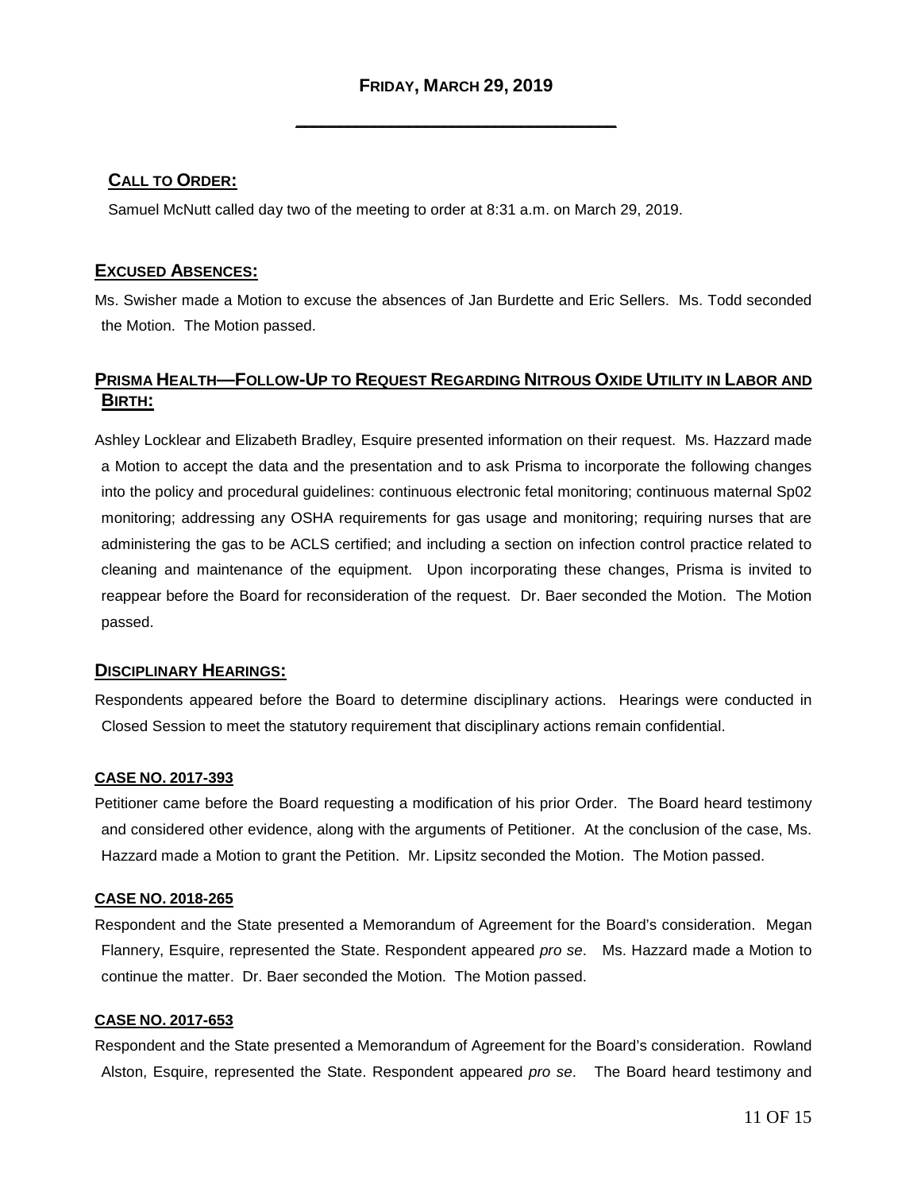## Friday, March 29, 2019

---

### Call to Order:

Samuel McNutt called day two of the meeting to order at 8:31 a.m. on March 29, 2019.

### Excused Absences:

Ms. Swisher made a Motion to excuse the absences of Jan Burdette and Eric Sellers. Ms. Todd seconded the Motion. The Motion passed.

### Prisma Health—Follow-Up to Request Regarding Nitrous Oxide Utility in Labor and Birth:

Ashley Locklear and Elizabeth Bradley, Esquire presented information on their request. Ms. Hazzard made a Motion to accept the data and the presentation and to ask Prisma to incorporate the following changes into the policy and procedural guidelines: continuous electronic fetal monitoring; continuous maternal Sp02 monitoring; addressing any OSHA requirements for gas usage and monitoring; requiring nurses that are administering the gas to be ACLS certified; and including a section on infection control practice related to cleaning and maintenance of the equipment. Upon incorporating these changes, Prisma is invited to reappear before the Board for reconsideration of the request. Dr. Baer seconded the Motion. The Motion passed.

### Disciplinary Hearings:

Respondents appeared before the Board to determine disciplinary actions. Hearings were conducted in Closed Session to meet the statutory requirement that disciplinary actions remain confidential.

#### Case No. 2017-393

Petitioner came before the Board requesting a modification of his prior Order. The Board heard testimony and considered other evidence, along with the arguments of Petitioner. At the conclusion of the case, Ms. Hazzard made a Motion to grant the Petition. Mr. Lipsitz seconded the Motion. The Motion passed.

#### Case No. 2018-265

Respondent and the State presented a Memorandum of Agreement for the Board's consideration. Megan Flannery, Esquire, represented the State. Respondent appeared *pro se*. Ms. Hazzard made a Motion to continue the matter. Dr. Baer seconded the Motion. The Motion passed.

#### Case No. 2017-653

Respondent and the State presented a Memorandum of Agreement for the Board's consideration. Rowland Alston, Esquire, represented the State. Respondent appeared *pro se*. The Board heard testimony and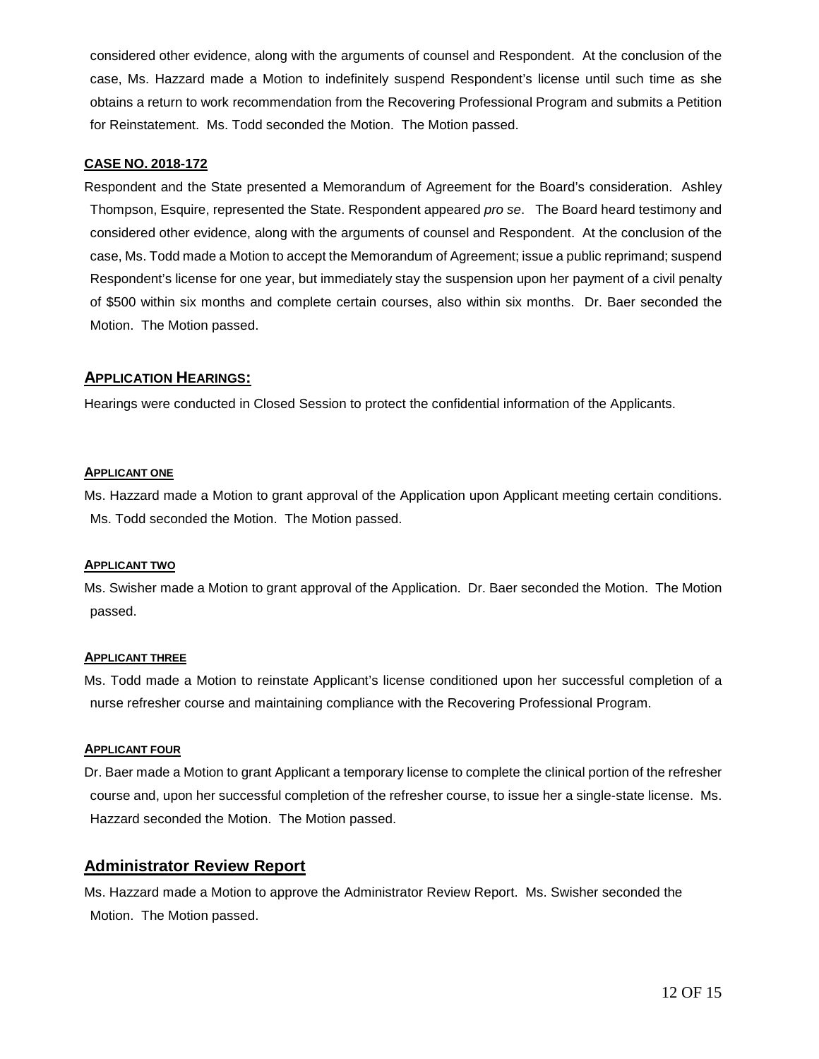considered other evidence, along with the arguments of counsel and Respondent. At the conclusion of the case, Ms. Hazzard made a Motion to indefinitely suspend Respondent's license until such time as she obtains a return to work recommendation from the Recovering Professional Program and submits a Petition for Reinstatement. Ms. Todd seconded the Motion. The Motion passed.

#### CASE NO. 2018-172

Respondent and the State presented a Memorandum of Agreement for the Board's consideration. Ashley Thompson, Esquire, represented the State. Respondent appeared *pro se*. The Board heard testimony and considered other evidence, along with the arguments of counsel and Respondent. At the conclusion of the case, Ms. Todd made a Motion to accept the Memorandum of Agreement; issue a public reprimand; suspend Respondent's license for one year, but immediately stay the suspension upon her payment of a civil penalty of $500 within six months and complete certain courses, also within six months. Dr. Baer seconded the Motion. The Motion passed.

### APPLICATION HEARINGS:

Hearings were conducted in Closed Session to protect the confidential information of the Applicants.

#### APPLICANT ONE

Ms. Hazzard made a Motion to grant approval of the Application upon Applicant meeting certain conditions. Ms. Todd seconded the Motion. The Motion passed.

#### APPLICANT TWO

Ms. Swisher made a Motion to grant approval of the Application. Dr. Baer seconded the Motion. The Motion passed.

#### APPLICANT THREE

Ms. Todd made a Motion to reinstate Applicant's license conditioned upon her successful completion of a nurse refresher course and maintaining compliance with the Recovering Professional Program.

#### APPLICANT FOUR

Dr. Baer made a Motion to grant Applicant a temporary license to complete the clinical portion of the refresher course and, upon her successful completion of the refresher course, to issue her a single-state license. Ms. Hazzard seconded the Motion. The Motion passed.

## Administrator Review Report

Ms. Hazzard made a Motion to approve the Administrator Review Report. Ms. Swisher seconded the Motion. The Motion passed.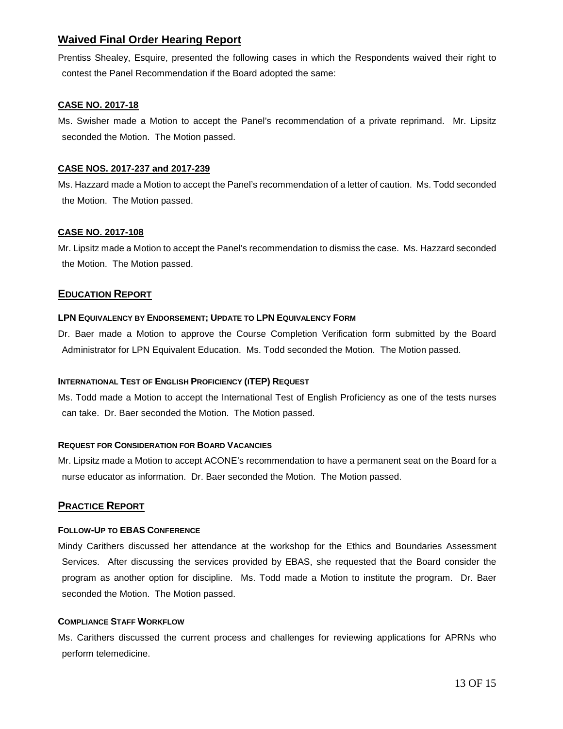## Waived Final Order Hearing Report

Prentiss Shealey, Esquire, presented the following cases in which the Respondents waived their right to contest the Panel Recommendation if the Board adopted the same:

**CASE NO. 2017-18**

Ms. Swisher made a Motion to accept the Panel's recommendation of a private reprimand. Mr. Lipsitz seconded the Motion. The Motion passed.

**CASE NOS. 2017-237 and 2017-239**

Ms. Hazzard made a Motion to accept the Panel's recommendation of a letter of caution. Ms. Todd seconded the Motion. The Motion passed.

**CASE NO. 2017-108**

Mr. Lipsitz made a Motion to accept the Panel's recommendation to dismiss the case. Ms. Hazzard seconded the Motion. The Motion passed.

## EDUCATION REPORT

#### LPN EQUIVALENCY BY ENDORSEMENT; UPDATE TO LPN EQUIVALENCY FORM

Dr. Baer made a Motion to approve the Course Completion Verification form submitted by the Board Administrator for LPN Equivalent Education. Ms. Todd seconded the Motion. The Motion passed.

#### INTERNATIONAL TEST OF ENGLISH PROFICIENCY (ITEP) REQUEST

Ms. Todd made a Motion to accept the International Test of English Proficiency as one of the tests nurses can take. Dr. Baer seconded the Motion. The Motion passed.

#### REQUEST FOR CONSIDERATION FOR BOARD VACANCIES

Mr. Lipsitz made a Motion to accept ACONE's recommendation to have a permanent seat on the Board for a nurse educator as information. Dr. Baer seconded the Motion. The Motion passed.

## PRACTICE REPORT

#### FOLLOW-UP TO EBAS CONFERENCE

Mindy Carithers discussed her attendance at the workshop for the Ethics and Boundaries Assessment Services. After discussing the services provided by EBAS, she requested that the Board consider the program as another option for discipline. Ms. Todd made a Motion to institute the program. Dr. Baer seconded the Motion. The Motion passed.

#### COMPLIANCE STAFF WORKFLOW

Ms. Carithers discussed the current process and challenges for reviewing applications for APRNs who perform telemedicine.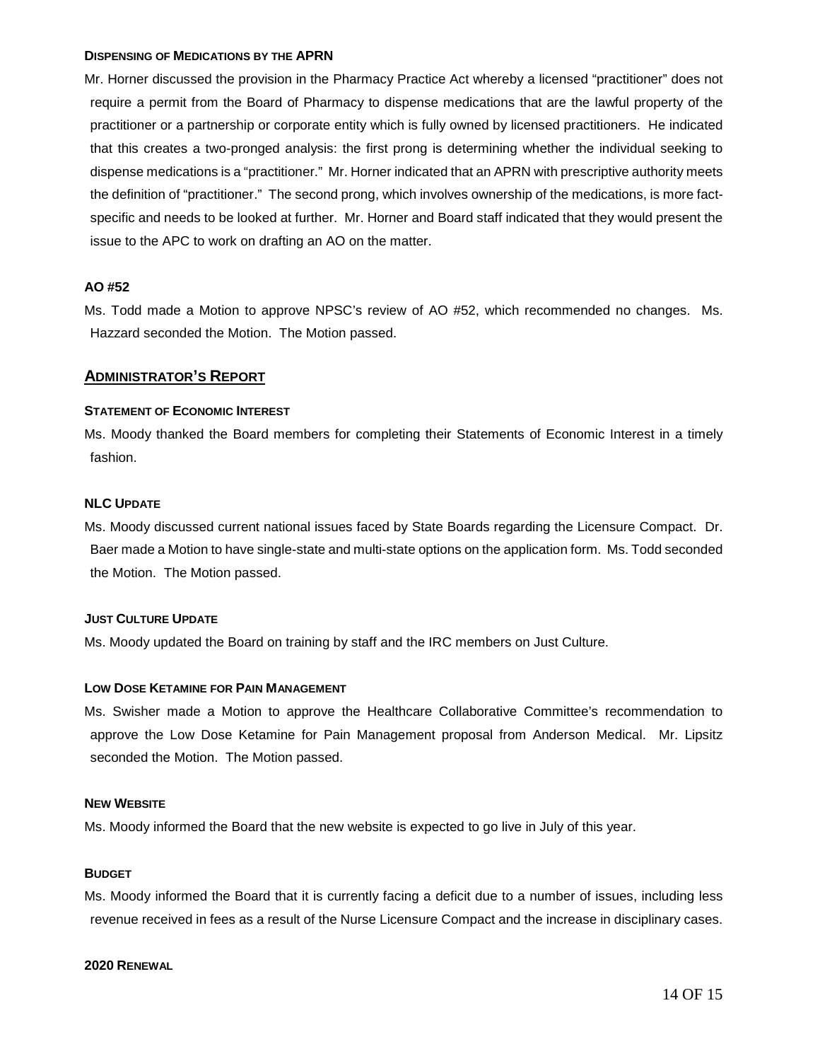#### Dispensing of Medications by the APRN

Mr. Horner discussed the provision in the Pharmacy Practice Act whereby a licensed "practitioner" does not require a permit from the Board of Pharmacy to dispense medications that are the lawful property of the practitioner or a partnership or corporate entity which is fully owned by licensed practitioners. He indicated that this creates a two-pronged analysis: the first prong is determining whether the individual seeking to dispense medications is a "practitioner." Mr. Horner indicated that an APRN with prescriptive authority meets the definition of "practitioner." The second prong, which involves ownership of the medications, is more fact-specific and needs to be looked at further. Mr. Horner and Board staff indicated that they would present the issue to the APC to work on drafting an AO on the matter.

#### AO #52

Ms. Todd made a Motion to approve NPSC's review of AO #52, which recommended no changes. Ms. Hazzard seconded the Motion. The Motion passed.

### Administrator's Report

#### Statement of Economic Interest

Ms. Moody thanked the Board members for completing their Statements of Economic Interest in a timely fashion.

#### NLC Update

Ms. Moody discussed current national issues faced by State Boards regarding the Licensure Compact. Dr. Baer made a Motion to have single-state and multi-state options on the application form. Ms. Todd seconded the Motion. The Motion passed.

#### Just Culture Update

Ms. Moody updated the Board on training by staff and the IRC members on Just Culture.

#### Low Dose Ketamine for Pain Management

Ms. Swisher made a Motion to approve the Healthcare Collaborative Committee's recommendation to approve the Low Dose Ketamine for Pain Management proposal from Anderson Medical. Mr. Lipsitz seconded the Motion. The Motion passed.

#### New Website

Ms. Moody informed the Board that the new website is expected to go live in July of this year.

#### Budget

Ms. Moody informed the Board that it is currently facing a deficit due to a number of issues, including less revenue received in fees as a result of the Nurse Licensure Compact and the increase in disciplinary cases.

#### 2020 Renewal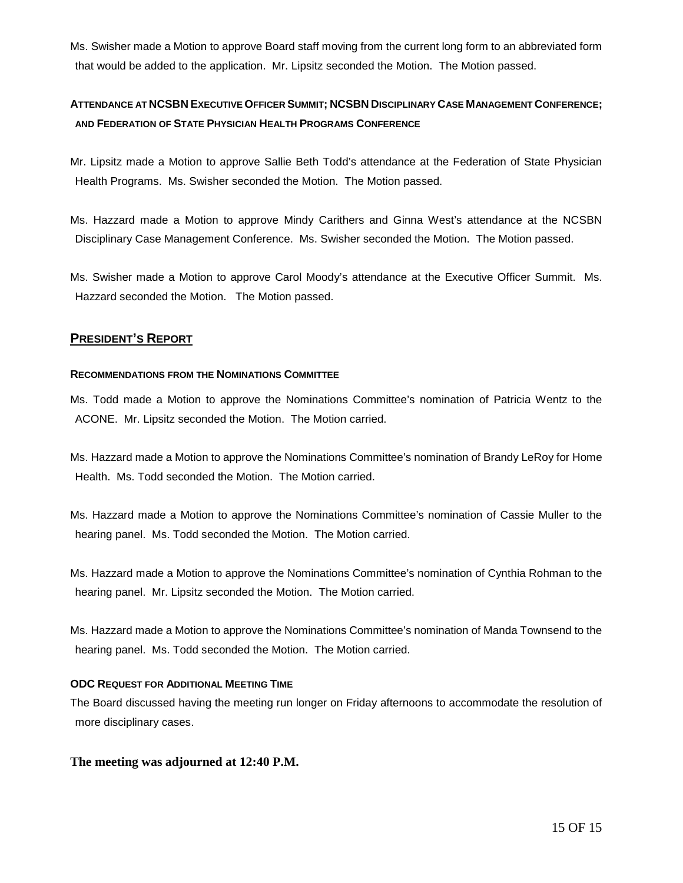Ms. Swisher made a Motion to approve Board staff moving from the current long form to an abbreviated form that would be added to the application. Mr. Lipsitz seconded the Motion. The Motion passed.

### ATTENDANCE AT NCSBN EXECUTIVE OFFICER SUMMIT; NCSBN DISCIPLINARY CASE MANAGEMENT CONFERENCE; AND FEDERATION OF STATE PHYSICIAN HEALTH PROGRAMS CONFERENCE

Mr. Lipsitz made a Motion to approve Sallie Beth Todd's attendance at the Federation of State Physician Health Programs. Ms. Swisher seconded the Motion. The Motion passed.

Ms. Hazzard made a Motion to approve Mindy Carithers and Ginna West's attendance at the NCSBN Disciplinary Case Management Conference. Ms. Swisher seconded the Motion. The Motion passed.

Ms. Swisher made a Motion to approve Carol Moody's attendance at the Executive Officer Summit. Ms. Hazzard seconded the Motion. The Motion passed.

## PRESIDENT'S REPORT

### RECOMMENDATIONS FROM THE NOMINATIONS COMMITTEE

Ms. Todd made a Motion to approve the Nominations Committee's nomination of Patricia Wentz to the ACONE. Mr. Lipsitz seconded the Motion. The Motion carried.

Ms. Hazzard made a Motion to approve the Nominations Committee's nomination of Brandy LeRoy for Home Health. Ms. Todd seconded the Motion. The Motion carried.

Ms. Hazzard made a Motion to approve the Nominations Committee's nomination of Cassie Muller to the hearing panel. Ms. Todd seconded the Motion. The Motion carried.

Ms. Hazzard made a Motion to approve the Nominations Committee's nomination of Cynthia Rohman to the hearing panel. Mr. Lipsitz seconded the Motion. The Motion carried.

Ms. Hazzard made a Motion to approve the Nominations Committee's nomination of Manda Townsend to the hearing panel. Ms. Todd seconded the Motion. The Motion carried.

### ODC REQUEST FOR ADDITIONAL MEETING TIME

The Board discussed having the meeting run longer on Friday afternoons to accommodate the resolution of more disciplinary cases.

**The meeting was adjourned at 12:40 P.M.**